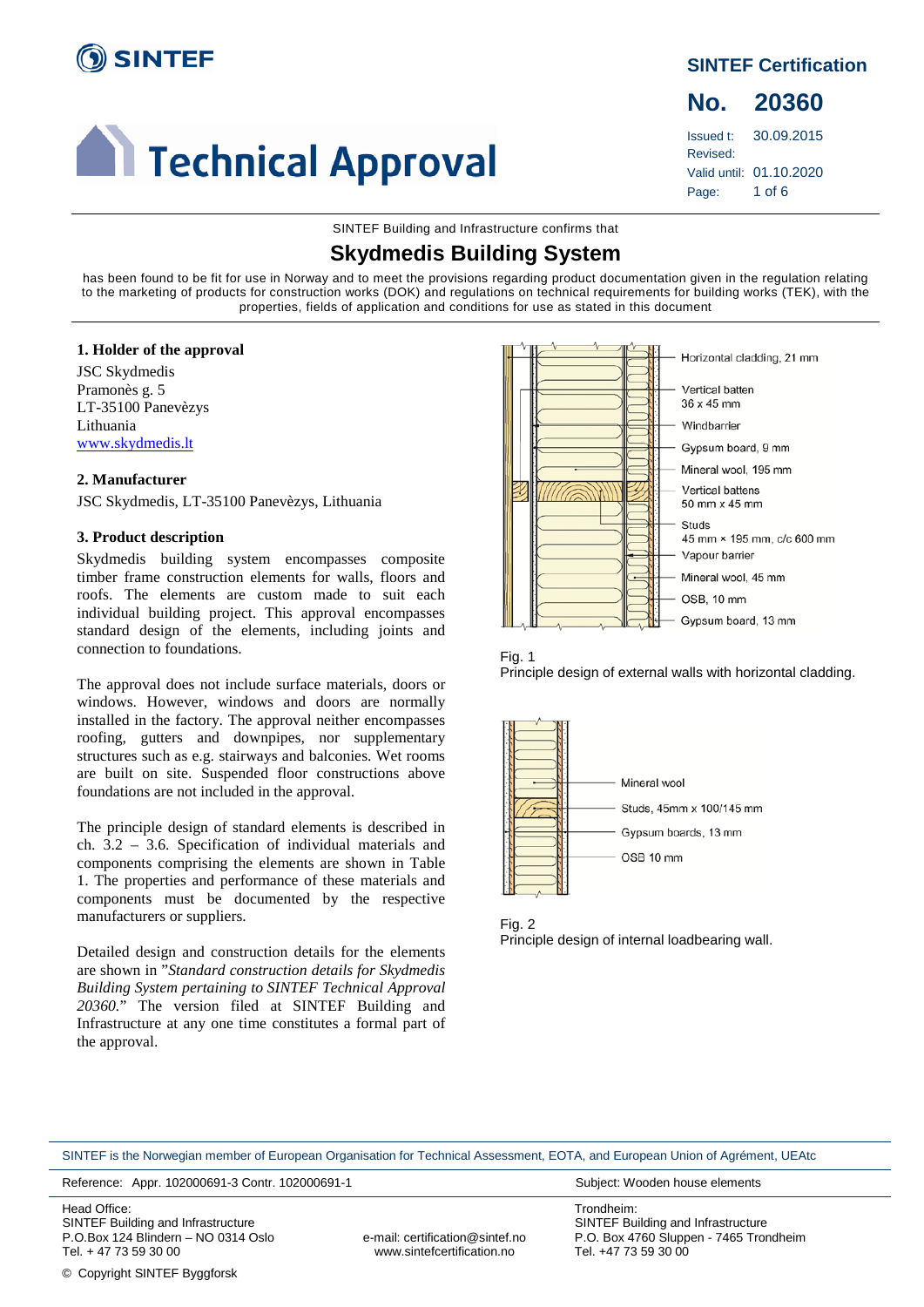# Technical Approval

**SINTEF Certification**

**No. 20360**

Issued t: 30.09.2015
Revised:
Valid until: 01.10.2020

SINTEF Building and Infrastructure confirms that

## Skydmedis Building System

has been found to be fit for use in Norway and to meet the provisions regarding product documentation given in the regulation relating to the marketing of products for construction works (DOK) and regulations on technical requirements for building works (TEK), with the properties, fields of application and conditions for use as stated in this document

### 1. Holder of the approval

JSC Skydmedis
Pramonės g. 5
LT-35100 Panevėzys
Lithuania
www.skydmedis.lt

### 2. Manufacturer

JSC Skydmedis, LT-35100 Panevėzys, Lithuania

### 3. Product description

Skydmedis building system encompasses composite timber frame construction elements for walls, floors and roofs. The elements are custom made to suit each individual building project. This approval encompasses standard design of the elements, including joints and connection to foundations.

The approval does not include surface materials, doors or windows. However, windows and doors are normally installed in the factory. The approval neither encompasses roofing, gutters and downpipes, nor supplementary structures such as e.g. stairways and balconies. Wet rooms are built on site. Suspended floor constructions above foundations are not included in the approval.

The principle design of standard elements is described in ch. 3.2 – 3.6. Specification of individual materials and components comprising the elements are shown in Table 1. The properties and performance of these materials and components must be documented by the respective manufacturers or suppliers.

Detailed design and construction details for the elements are shown in "*Standard construction details for Skydmedis Building System pertaining to SINTEF Technical Approval 20360.*" The version filed at SINTEF Building and Infrastructure at any one time constitutes a formal part of the approval.

Horizontal cladding, 21 mm
Vertical batten 36 x 45 mm
Windbarrier
Gypsum board, 9 mm
Mineral wool, 195 mm
Vertical battens 50 mm x 45 mm
Studs 45 mm × 195 mm, c/c 600 mm
Vapour barrier
Mineral wool, 45 mm
OSB, 10 mm
Gypsum board, 13 mm

Fig. 1
Principle design of external walls with horizontal cladding.

Mineral wool
Studs, 45mm x 100/145 mm
Gypsum boards, 13 mm
OSB 10 mm

Fig. 2
Principle design of internal loadbearing wall.

SINTEF is the Norwegian member of European Organisation for Technical Assessment, EOTA, and European Union of Agrément, UEAtc

Reference: Appr. 102000691-3 Contr. 102000691-1

Subject: Wooden house elements

Head Office:
SINTEF Building and Infrastructure
P.O.Box 124 Blindern – NO 0314 Oslo
Tel. + 47 73 59 30 00

e-mail: certification@sintef.no
www.sintefcertification.no

Trondheim:
SINTEF Building and Infrastructure
P.O. Box 4760 Sluppen - 7465 Trondheim
Tel. +47 73 59 30 00

© Copyright SINTEF Byggforsk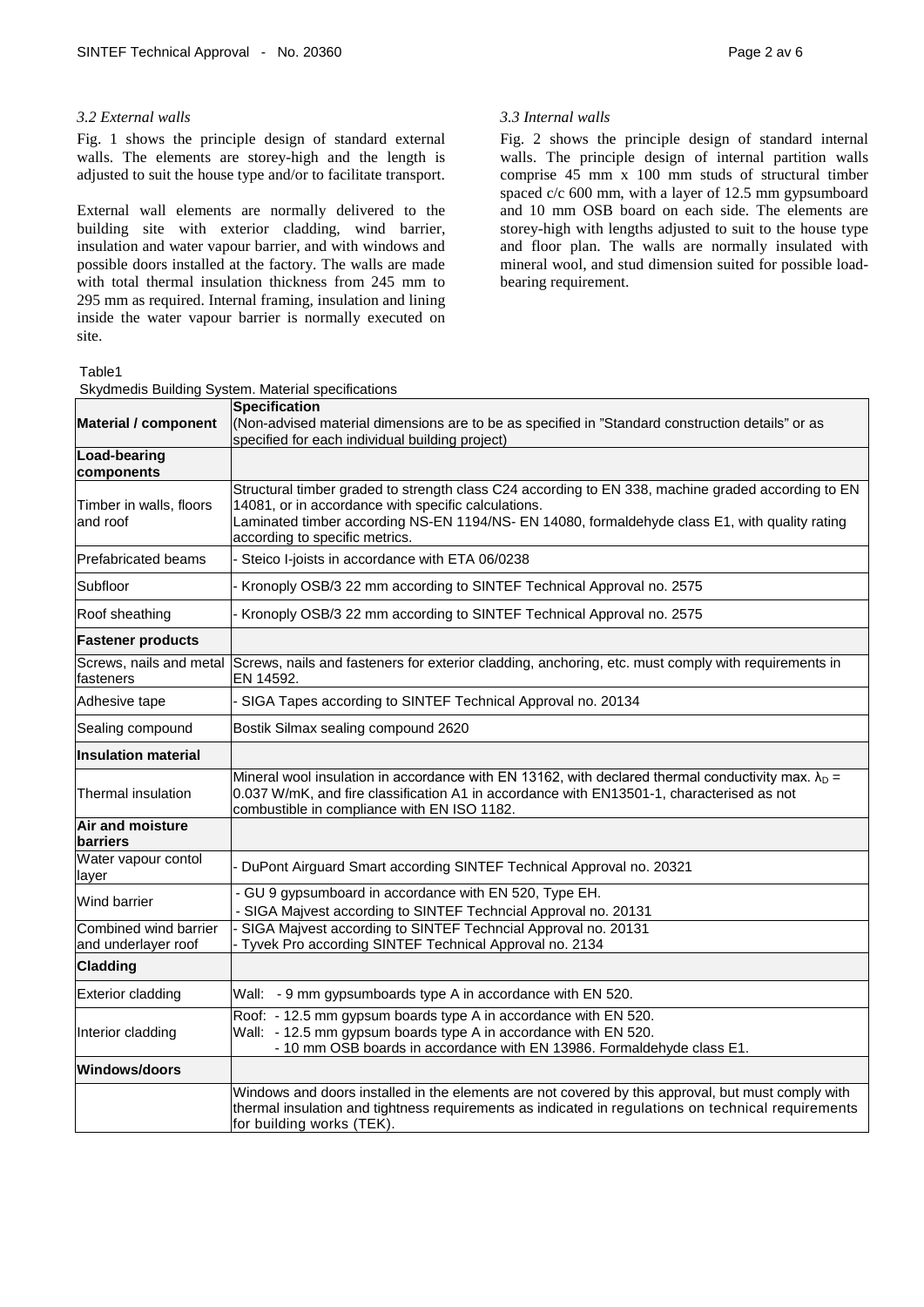### *3.2 External walls*

Fig. 1 shows the principle design of standard external walls. The elements are storey-high and the length is adjusted to suit the house type and/or to facilitate transport.

External wall elements are normally delivered to the building site with exterior cladding, wind barrier, insulation and water vapour barrier, and with windows and possible doors installed at the factory. The walls are made with total thermal insulation thickness from 245 mm to 295 mm as required. Internal framing, insulation and lining inside the water vapour barrier is normally executed on site.

### *3.3 Internal walls*

Fig. 2 shows the principle design of standard internal walls. The principle design of internal partition walls comprise 45 mm x 100 mm studs of structural timber spaced c/c 600 mm, with a layer of 12.5 mm gypsumboard and 10 mm OSB board on each side. The elements are storey-high with lengths adjusted to suit to the house type and floor plan. The walls are normally insulated with mineral wool, and stud dimension suited for possible load-bearing requirement.

Table1

Skydmedis Building System. Material specifications

| **Material / component** | **Specification**<br>(Non-advised material dimensions are to be as specified in "Standard construction details" or as specified for each individual building project) |
|---|---|
| **Load-bearing components** | |
| Timber in walls, floors and roof | Structural timber graded to strength class C24 according to EN 338, machine graded according to EN 14081, or in accordance with specific calculations.<br>Laminated timber according NS-EN 1194/NS- EN 14080, formaldehyde class E1, with quality rating according to specific metrics. |
| Prefabricated beams | - Steico I-joists in accordance with ETA 06/0238 |
| Subfloor | - Kronoply OSB/3 22 mm according to SINTEF Technical Approval no. 2575 |
| Roof sheathing | - Kronoply OSB/3 22 mm according to SINTEF Technical Approval no. 2575 |
| **Fastener products** | |
| Screws, nails and metal fasteners | Screws, nails and fasteners for exterior cladding, anchoring, etc. must comply with requirements in EN 14592. |
| Adhesive tape | - SIGA Tapes according to SINTEF Technical Approval no. 20134 |
| Sealing compound | Bostik Silmax sealing compound 2620 |
| **Insulation material** | |
| Thermal insulation | Mineral wool insulation in accordance with EN 13162, with declared thermal conductivity max. $\lambda_D$ = 0.037 W/mK, and fire classification A1 in accordance with EN13501-1, characterised as not combustible in compliance with EN ISO 1182. |
| **Air and moisture barriers** | |
| Water vapour contol layer | - DuPont Airguard Smart according SINTEF Technical Approval no. 20321 |
| Wind barrier | - GU 9 gypsumboard in accordance with EN 520, Type EH.<br>- SIGA Majvest according to SINTEF Techncial Approval no. 20131 |
| Combined wind barrier and underlayer roof | - SIGA Majvest according to SINTEF Techncial Approval no. 20131<br>- Tyvek Pro according SINTEF Technical Approval no. 2134 |
| **Cladding** | |
| Exterior cladding | Wall: - 9 mm gypsumboards type A in accordance with EN 520. |
| Interior cladding | Roof: - 12.5 mm gypsum boards type A in accordance with EN 520.<br>Wall: - 12.5 mm gypsum boards type A in accordance with EN 520.<br>- 10 mm OSB boards in accordance with EN 13986. Formaldehyde class E1. |
| **Windows/doors** | |
| | Windows and doors installed in the elements are not covered by this approval, but must comply with thermal insulation and tightness requirements as indicated in regulations on technical requirements for building works (TEK). |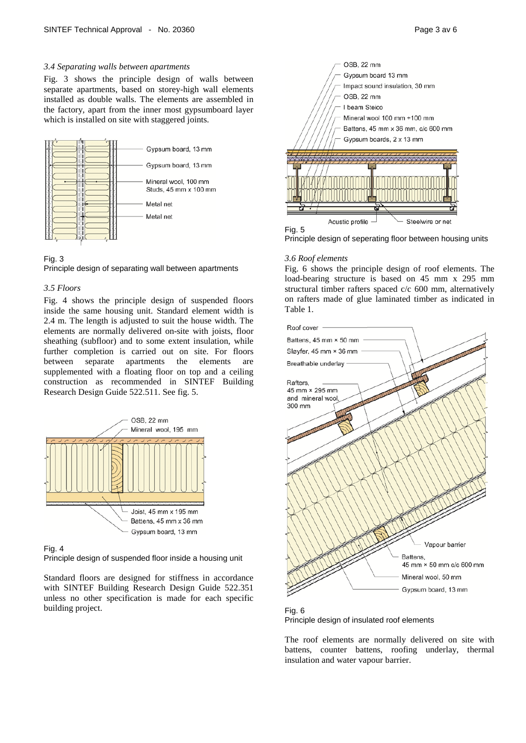### 3.4 Separating walls between apartments

Fig. 3 shows the principle design of walls between separate apartments, based on storey-high wall elements installed as double walls. The elements are assembled in the factory, apart from the inner most gypsumboard layer which is installed on site with staggered joints.

Gypsum board, 13 mm
Gypsum board, 13 mm
Mineral wool, 100 mm
Studs, 45 mm x 100 mm
Metal net
Metal net

Fig. 3
Principle design of separating wall between apartments

### 3.5 Floors

Fig. 4 shows the principle design of suspended floors inside the same housing unit. Standard element width is 2.4 m. The length is adjusted to suit the house width. The elements are normally delivered on-site with joists, floor sheathing (subfloor) and to some extent insulation, while further completion is carried out on site. For floors between separate apartments the elements are supplemented with a floating floor on top and a ceiling construction as recommended in SINTEF Building Research Design Guide 522.511. See fig. 5.

OSB, 22 mm
Mineral wool, 195 mm
Joist, 45 mm x 195 mm
Battens, 45 mm x 36 mm
Gypsum board, 13 mm

Fig. 4
Principle design of suspended floor inside a housing unit

Standard floors are designed for stiffness in accordance with SINTEF Building Research Design Guide 522.351 unless no other specification is made for each specific building project.

OSB, 22 mm
Gypsum board 13 mm
Impact sound insulation, 30 mm
OSB, 22 mm
I beam Steico
Mineral wool 100 mm +100 mm
Battens, 45 mm x 36 mm, c/c 600 mm
Gypsum boards, 2 x 13 mm
Acustic profile
Steelwire or net

Fig. 5
Principle design of seperating floor between housing units

### 3.6 Roof elements

Fig. 6 shows the principle design of roof elements. The load-bearing structure is based on 45 mm x 295 mm structural timber rafters spaced c/c 600 mm, alternatively on rafters made of glue laminated timber as indicated in Table 1.

Roof cover
Battens, 45 mm × 50 mm
Sløyfer, 45 mm × 36 mm
Breathable underlay
Rafters, 45 mm × 295 mm and mineral wool, 300 mm
Vapour barrier
Battens, 45 mm × 50 mm c/c 600 mm
Mineral wool, 50 mm
Gypsum board, 13 mm

Fig. 6
Principle design of insulated roof elements

The roof elements are normally delivered on site with battens, counter battens, roofing underlay, thermal insulation and water vapour barrier.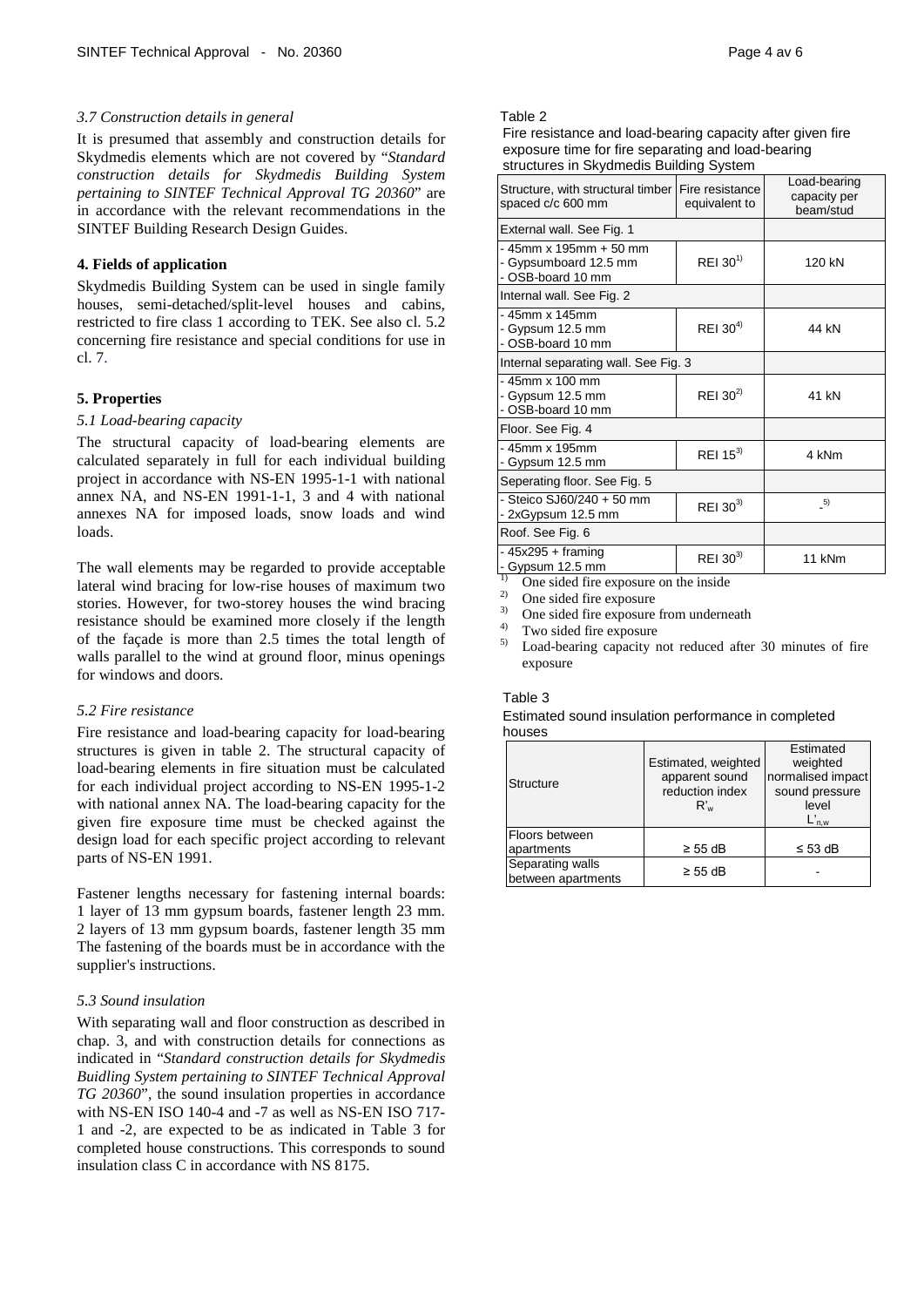### *3.7 Construction details in general*

It is presumed that assembly and construction details for Skydmedis elements which are not covered by "*Standard construction details for Skydmedis Building System pertaining to SINTEF Technical Approval TG 20360*" are in accordance with the relevant recommendations in the SINTEF Building Research Design Guides.

## 4. Fields of application

Skydmedis Building System can be used in single family houses, semi-detached/split-level houses and cabins, restricted to fire class 1 according to TEK. See also cl. 5.2 concerning fire resistance and special conditions for use in cl. 7.

## 5. Properties

### *5.1 Load-bearing capacity*

The structural capacity of load-bearing elements are calculated separately in full for each individual building project in accordance with NS-EN 1995-1-1 with national annex NA, and NS-EN 1991-1-1, 3 and 4 with national annexes NA for imposed loads, snow loads and wind loads.

The wall elements may be regarded to provide acceptable lateral wind bracing for low-rise houses of maximum two stories. However, for two-storey houses the wind bracing resistance should be examined more closely if the length of the façade is more than 2.5 times the total length of walls parallel to the wind at ground floor, minus openings for windows and doors.

### *5.2 Fire resistance*

Fire resistance and load-bearing capacity for load-bearing structures is given in table 2. The structural capacity of load-bearing elements in fire situation must be calculated for each individual project according to NS-EN 1995-1-2 with national annex NA. The load-bearing capacity for the given fire exposure time must be checked against the design load for each specific project according to relevant parts of NS-EN 1991.

Fastener lengths necessary for fastening internal boards: 1 layer of 13 mm gypsum boards, fastener length 23 mm. 2 layers of 13 mm gypsum boards, fastener length 35 mm The fastening of the boards must be in accordance with the supplier's instructions.

### *5.3 Sound insulation*

With separating wall and floor construction as described in chap. 3, and with construction details for connections as indicated in "*Standard construction details for Skydmedis Buidling System pertaining to SINTEF Technical Approval TG 20360*", the sound insulation properties in accordance with NS-EN ISO 140-4 and -7 as well as NS-EN ISO 717-1 and -2, are expected to be as indicated in Table 3 for completed house constructions. This corresponds to sound insulation class C in accordance with NS 8175.

Table 2

Fire resistance and load-bearing capacity after given fire exposure time for fire separating and load-bearing structures in Skydmedis Building System

| Structure, with structural timber spaced c/c 600 mm | Fire resistance equivalent to | Load-bearing capacity per beam/stud |
|---|---|---|
| External wall. See Fig. 1 | | |
| - 45mm x 195mm + 50 mm<br>- Gypsumboard 12.5 mm<br>- OSB-board 10 mm | REI 30[1] | 120 kN |
| Internal wall. See Fig. 2 | | |
| - 45mm x 145mm<br>- Gypsum 12.5 mm<br>- OSB-board 10 mm | REI 30[4] | 44 kN |
| Internal separating wall. See Fig. 3 | | |
| - 45mm x 100 mm<br>- Gypsum 12.5 mm<br>- OSB-board 10 mm | REI 30[2] | 41 kN |
| Floor. See Fig. 4 | | |
| - 45mm x 195mm<br>- Gypsum 12.5 mm | REI 15[3] | 4 kNm |
| Seperating floor. See Fig. 5 | | |
| - Steico SJ60/240 + 50 mm<br>- 2xGypsum 12.5 mm | REI 30[3] | -[5] |
| Roof. See Fig. 6 | | |
| - 45x295 + framing<br>- Gypsum 12.5 mm | REI 30[3] | 11 kNm |

1) One sided fire exposure on the inside
2) One sided fire exposure
3) One sided fire exposure from underneath
4) Two sided fire exposure
5) Load-bearing capacity not reduced after 30 minutes of fire exposure

Table 3

Estimated sound insulation performance in completed houses

| Structure | Estimated, weighted apparent sound reduction index $R'_w$ | Estimated weighted normalised impact sound pressure level $L'_{n,w}$ |
|---|---|---|
| Floors between apartments | ≥ 55 dB | ≤ 53 dB |
| Separating walls between apartments | ≥ 55 dB | - |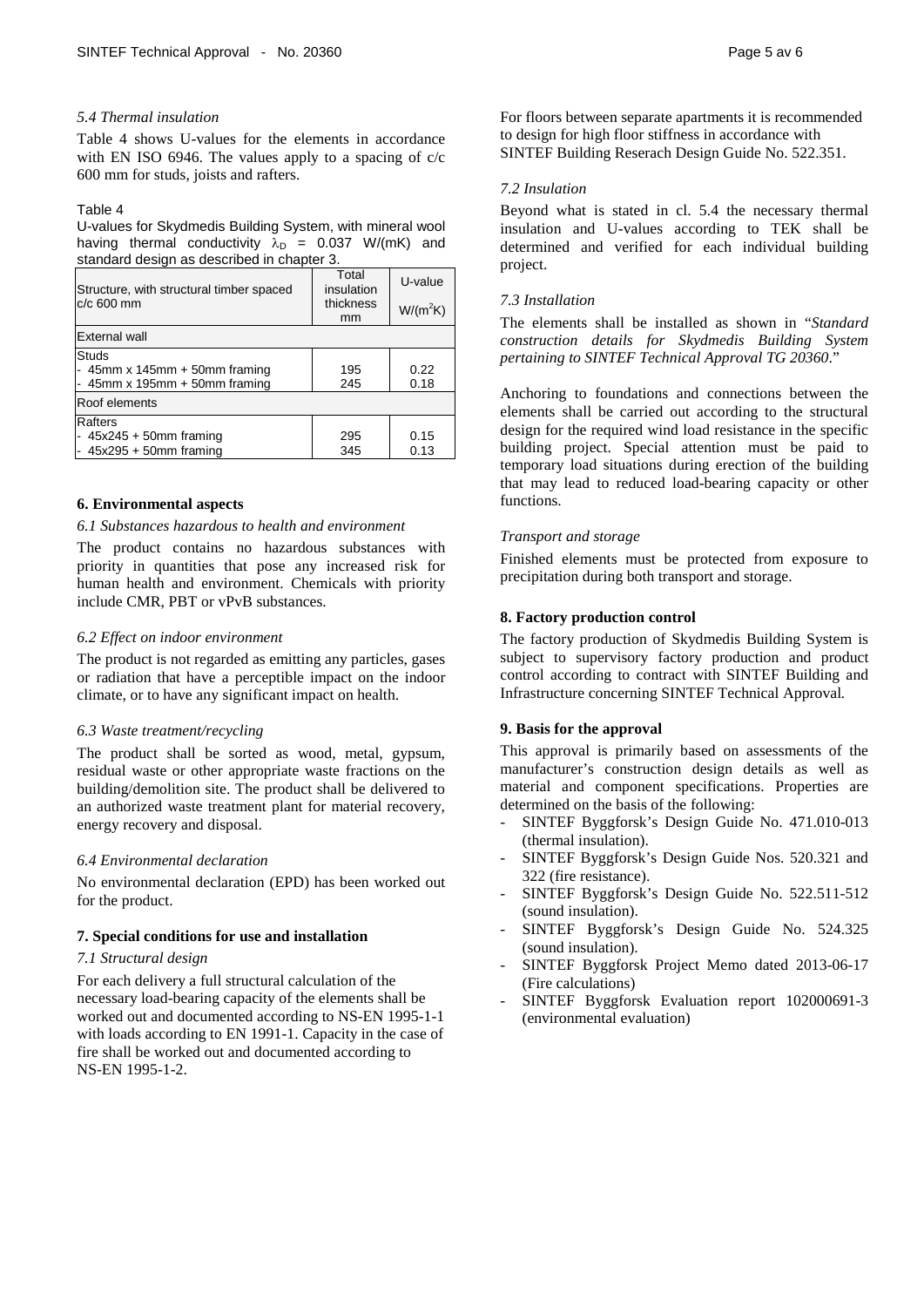*5.4 Thermal insulation*

Table 4 shows U-values for the elements in accordance with EN ISO 6946. The values apply to a spacing of c/c 600 mm for studs, joists and rafters.

Table 4

U-values for Skydmedis Building System, with mineral wool having thermal conductivity $\lambda_D$ = 0.037 W/(mK) and standard design as described in chapter 3.

| Structure, with structural timber spaced c/c 600 mm | Total insulation thickness mm | U-value W/(m$^2$K) |
|---|---|---|
| External wall | | |
| Studs<br>- 45mm x 145mm + 50mm framing<br>- 45mm x 195mm + 50mm framing | <br>195<br>245 | <br>0.22<br>0.18 |
| Roof elements | | |
| Rafters<br>- 45x245 + 50mm framing<br>- 45x295 + 50mm framing | <br>295<br>345 | <br>0.15<br>0.13 |

**6. Environmental aspects**

*6.1 Substances hazardous to health and environment*

The product contains no hazardous substances with priority in quantities that pose any increased risk for human health and environment. Chemicals with priority include CMR, PBT or vPvB substances.

*6.2 Effect on indoor environment*

The product is not regarded as emitting any particles, gases or radiation that have a perceptible impact on the indoor climate, or to have any significant impact on health.

*6.3 Waste treatment/recycling*

The product shall be sorted as wood, metal, gypsum, residual waste or other appropriate waste fractions on the building/demolition site. The product shall be delivered to an authorized waste treatment plant for material recovery, energy recovery and disposal.

*6.4 Environmental declaration*

No environmental declaration (EPD) has been worked out for the product.

**7. Special conditions for use and installation**

*7.1 Structural design*

For each delivery a full structural calculation of the necessary load-bearing capacity of the elements shall be worked out and documented according to NS-EN 1995-1-1 with loads according to EN 1991-1. Capacity in the case of fire shall be worked out and documented according to NS-EN 1995-1-2.

For floors between separate apartments it is recommended to design for high floor stiffness in accordance with SINTEF Building Reserach Design Guide No. 522.351.

*7.2 Insulation*

Beyond what is stated in cl. 5.4 the necessary thermal insulation and U-values according to TEK shall be determined and verified for each individual building project.

*7.3 Installation*

The elements shall be installed as shown in "*Standard construction details for Skydmedis Building System pertaining to SINTEF Technical Approval TG 20360*."

Anchoring to foundations and connections between the elements shall be carried out according to the structural design for the required wind load resistance in the specific building project. Special attention must be paid to temporary load situations during erection of the building that may lead to reduced load-bearing capacity or other functions.

*Transport and storage*

Finished elements must be protected from exposure to precipitation during both transport and storage.

**8. Factory production control**

The factory production of Skydmedis Building System is subject to supervisory factory production and product control according to contract with SINTEF Building and Infrastructure concerning SINTEF Technical Approval.

**9. Basis for the approval**

This approval is primarily based on assessments of the manufacturer's construction design details as well as material and component specifications. Properties are determined on the basis of the following:

- SINTEF Byggforsk's Design Guide No. 471.010-013 (thermal insulation).
- SINTEF Byggforsk's Design Guide Nos. 520.321 and 322 (fire resistance).
- SINTEF Byggforsk's Design Guide No. 522.511-512 (sound insulation).
- SINTEF Byggforsk's Design Guide No. 524.325 (sound insulation).
- SINTEF Byggforsk Project Memo dated 2013-06-17 (Fire calculations)
- SINTEF Byggforsk Evaluation report 102000691-3 (environmental evaluation)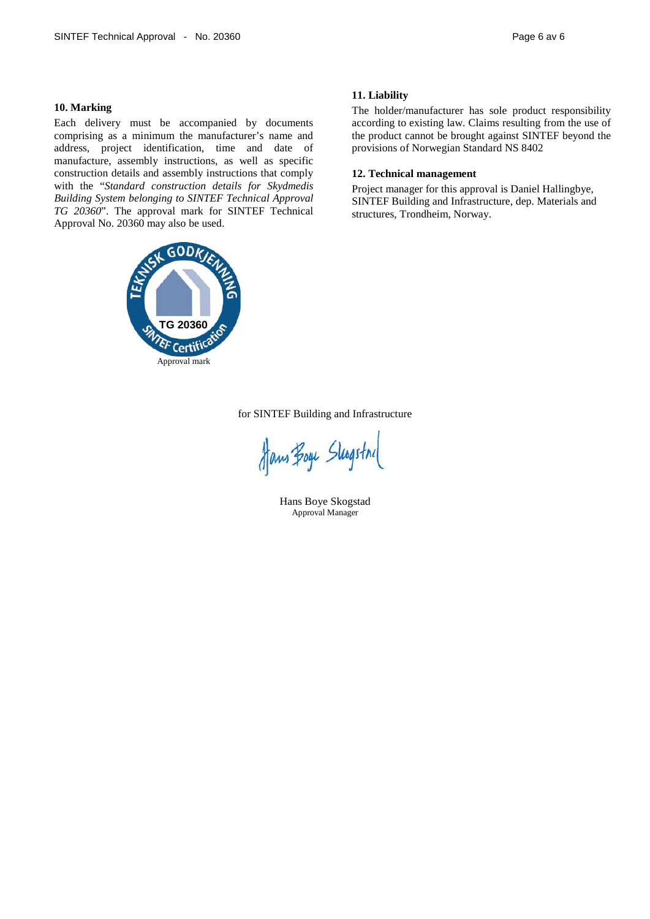## 10. Marking

Each delivery must be accompanied by documents comprising as a minimum the manufacturer's name and address, project identification, time and date of manufacture, assembly instructions, as well as specific construction details and assembly instructions that comply with the "*Standard construction details for Skydmedis Building System belonging to SINTEF Technical Approval TG 20360*". The approval mark for SINTEF Technical Approval No. 20360 may also be used.

TEKNISK GODKJENNING

TG 20360

SINTEF Certification

Approval mark

## 11. Liability

The holder/manufacturer has sole product responsibility according to existing law. Claims resulting from the use of the product cannot be brought against SINTEF beyond the provisions of Norwegian Standard NS 8402

## 12. Technical management

Project manager for this approval is Daniel Hallingbye, SINTEF Building and Infrastructure, dep. Materials and structures, Trondheim, Norway.

for SINTEF Building and Infrastructure

Hans Boye Skogstad
Approval Manager